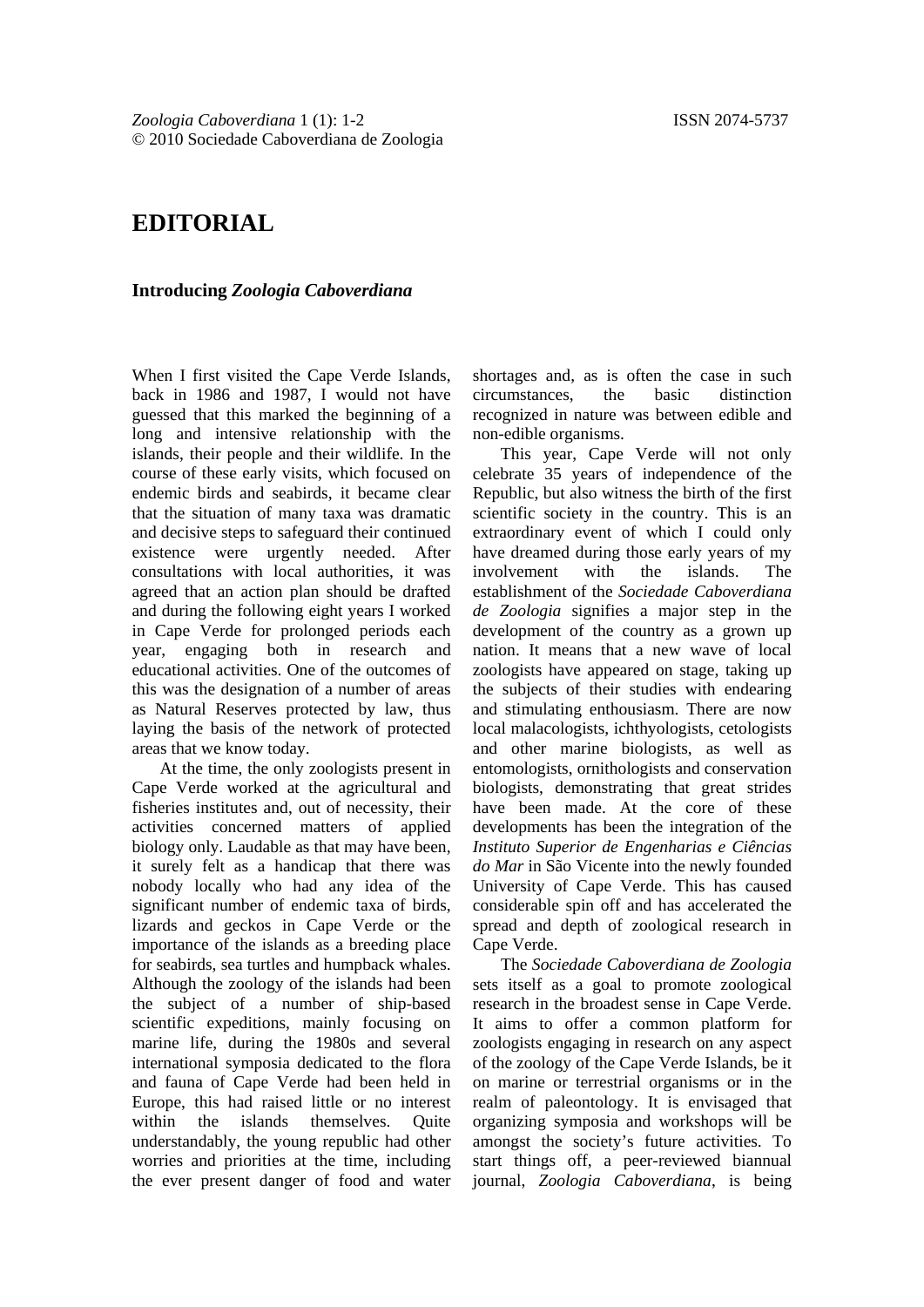# EDITORIAL

## Introducing *Zoologia Caboverdiana*

When I first visited the Cape Verde Islands, back in 1986 and 1987, I would not have guessed that this marked the beginning of a long and intensive relationship with the islands, their people and their wildlife. In the course of these early visits, which focused on endemic birds and seabirds, it became clear that the situation of many taxa was dramatic and decisive steps to safeguard their continued existence were urgently needed. After consultations with local authorities, it was agreed that an action plan should be drafted and during the following eight years I worked in Cape Verde for prolonged periods each year, engaging both in research and educational activities. One of the outcomes of this was the designation of a number of areas as Natural Reserves protected by law, thus laying the basis of the network of protected areas that we know today.

At the time, the only zoologists present in Cape Verde worked at the agricultural and fisheries institutes and, out of necessity, their activities concerned matters of applied biology only. Laudable as that may have been, it surely felt as a handicap that there was nobody locally who had any idea of the significant number of endemic taxa of birds, lizards and geckos in Cape Verde or the importance of the islands as a breeding place for seabirds, sea turtles and humpback whales. Although the zoology of the islands had been the subject of a number of ship-based scientific expeditions, mainly focusing on marine life, during the 1980s and several international symposia dedicated to the flora and fauna of Cape Verde had been held in Europe, this had raised little or no interest within the islands themselves. Quite understandably, the young republic had other worries and priorities at the time, including the ever present danger of food and water shortages and, as is often the case in such circumstances, the basic distinction recognized in nature was between edible and non-edible organisms.

This year, Cape Verde will not only celebrate 35 years of independence of the Republic, but also witness the birth of the first scientific society in the country. This is an extraordinary event of which I could only have dreamed during those early years of my involvement with the islands. The establishment of the *Sociedade Caboverdiana de Zoologia* signifies a major step in the development of the country as a grown up nation. It means that a new wave of local zoologists have appeared on stage, taking up the subjects of their studies with endearing and stimulating enthousiasm. There are now local malacologists, ichthyologists, cetologists and other marine biologists, as well as entomologists, ornithologists and conservation biologists, demonstrating that great strides have been made. At the core of these developments has been the integration of the *Instituto Superior de Engenharias e Ciências do Mar* in São Vicente into the newly founded University of Cape Verde. This has caused considerable spin off and has accelerated the spread and depth of zoological research in Cape Verde.

The *Sociedade Caboverdiana de Zoologia* sets itself as a goal to promote zoological research in the broadest sense in Cape Verde. It aims to offer a common platform for zoologists engaging in research on any aspect of the zoology of the Cape Verde Islands, be it on marine or terrestrial organisms or in the realm of paleontology. It is envisaged that organizing symposia and workshops will be amongst the society's future activities. To start things off, a peer-reviewed biannual journal, *Zoologia Caboverdiana*, is being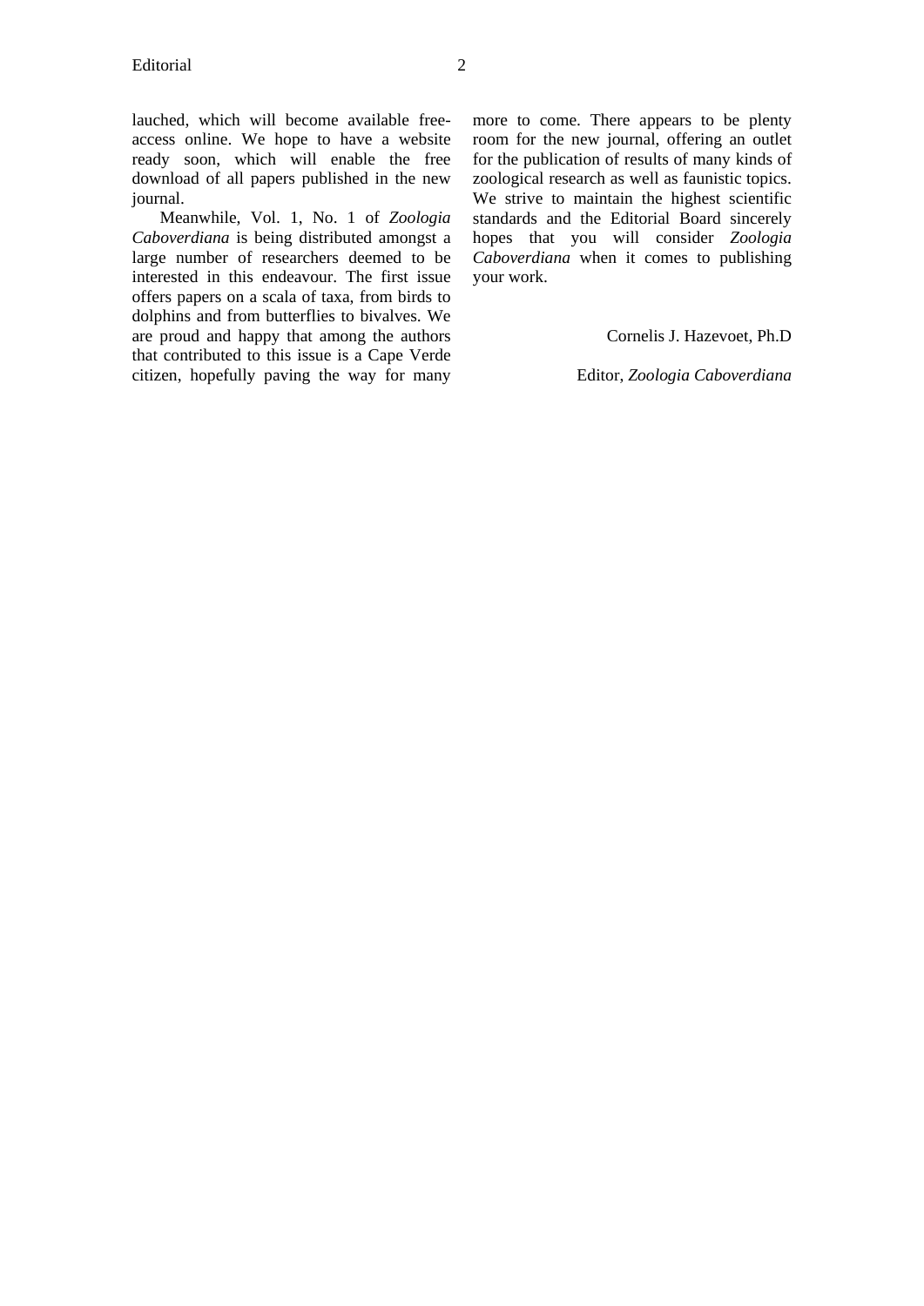lauched, which will become available free-access online. We hope to have a website ready soon, which will enable the free download of all papers published in the new journal.

Meanwhile, Vol. 1, No. 1 of *Zoologia Caboverdiana* is being distributed amongst a large number of researchers deemed to be interested in this endeavour. The first issue offers papers on a scala of taxa, from birds to dolphins and from butterflies to bivalves. We are proud and happy that among the authors that contributed to this issue is a Cape Verde citizen, hopefully paving the way for many more to come. There appears to be plenty room for the new journal, offering an outlet for the publication of results of many kinds of zoological research as well as faunistic topics. We strive to maintain the highest scientific standards and the Editorial Board sincerely hopes that you will consider *Zoologia Caboverdiana* when it comes to publishing your work.

Cornelis J. Hazevoet, Ph.D

Editor, *Zoologia Caboverdiana*